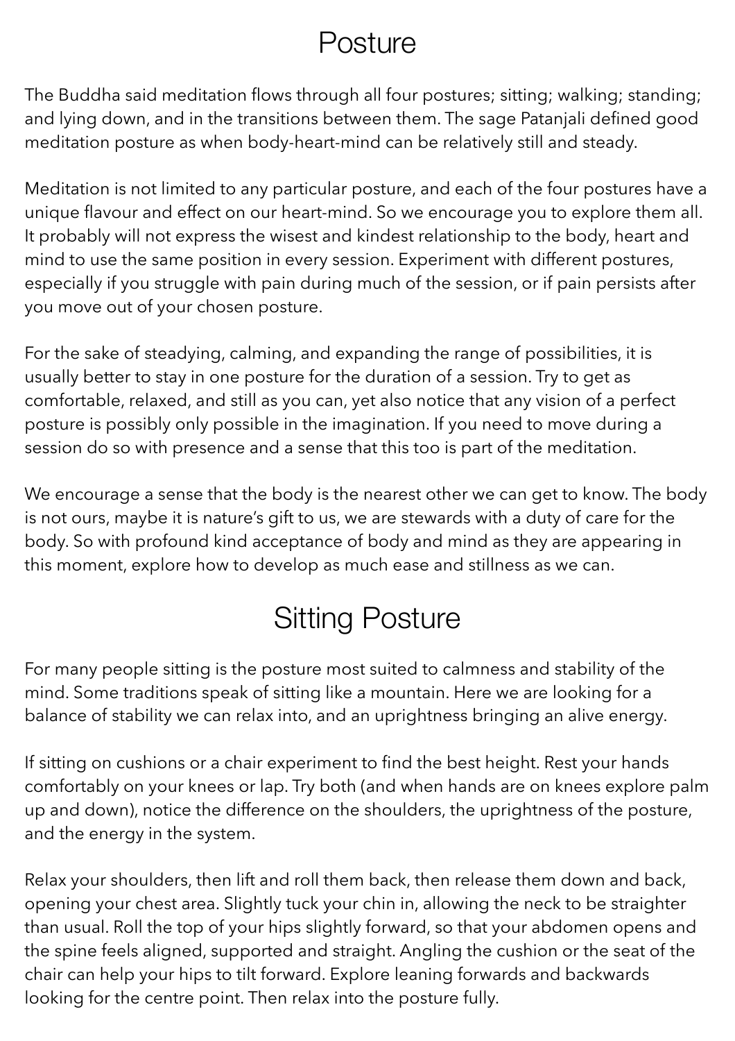# Posture

The Buddha said meditation flows through all four postures; sitting; walking; standing; and lying down, and in the transitions between them. The sage Patanjali defined good meditation posture as when body-heart-mind can be relatively still and steady.

Meditation is not limited to any particular posture, and each of the four postures have a unique flavour and effect on our heart-mind. So we encourage you to explore them all. It probably will not express the wisest and kindest relationship to the body, heart and mind to use the same position in every session. Experiment with different postures, especially if you struggle with pain during much of the session, or if pain persists after you move out of your chosen posture.

For the sake of steadying, calming, and expanding the range of possibilities, it is usually better to stay in one posture for the duration of a session. Try to get as comfortable, relaxed, and still as you can, yet also notice that any vision of a perfect posture is possibly only possible in the imagination. If you need to move during a session do so with presence and a sense that this too is part of the meditation.

We encourage a sense that the body is the nearest other we can get to know. The body is not ours, maybe it is nature's gift to us, we are stewards with a duty of care for the body. So with profound kind acceptance of body and mind as they are appearing in this moment, explore how to develop as much ease and stillness as we can.

# Sitting Posture

For many people sitting is the posture most suited to calmness and stability of the mind. Some traditions speak of sitting like a mountain. Here we are looking for a balance of stability we can relax into, and an uprightness bringing an alive energy.

If sitting on cushions or a chair experiment to find the best height. Rest your hands comfortably on your knees or lap. Try both (and when hands are on knees explore palm up and down), notice the difference on the shoulders, the uprightness of the posture, and the energy in the system.

Relax your shoulders, then lift and roll them back, then release them down and back, opening your chest area. Slightly tuck your chin in, allowing the neck to be straighter than usual. Roll the top of your hips slightly forward, so that your abdomen opens and the spine feels aligned, supported and straight. Angling the cushion or the seat of the chair can help your hips to tilt forward. Explore leaning forwards and backwards looking for the centre point. Then relax into the posture fully.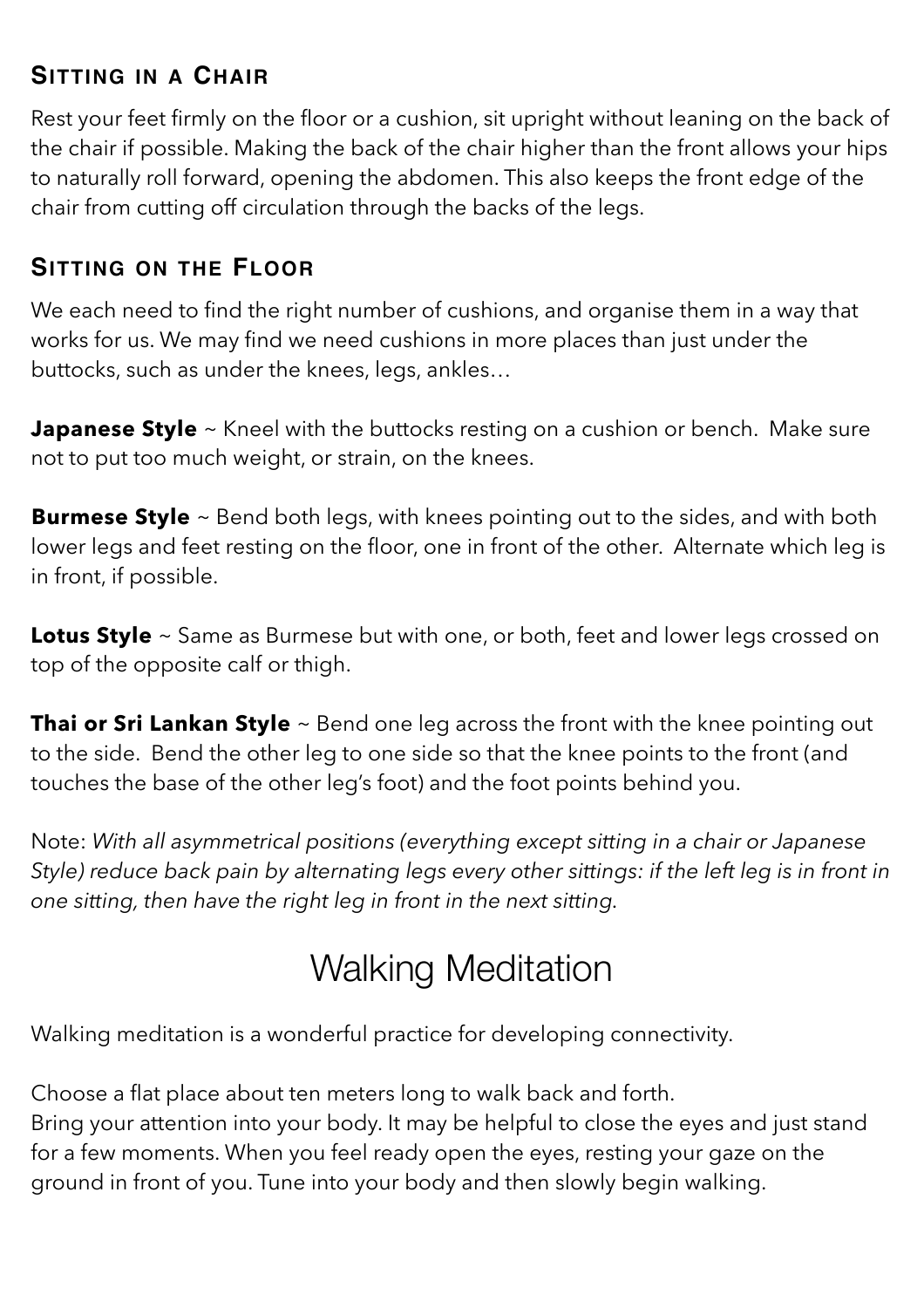### Sitting in a Chair

Rest your feet firmly on the floor or a cushion, sit upright without leaning on the back of the chair if possible. Making the back of the chair higher than the front allows your hips to naturally roll forward, opening the abdomen. This also keeps the front edge of the chair from cutting off circulation through the backs of the legs.

### Sitting on the Floor

We each need to find the right number of cushions, and organise them in a way that works for us. We may find we need cushions in more places than just under the buttocks, such as under the knees, legs, ankles…

**Japanese Style** ~ Kneel with the buttocks resting on a cushion or bench. Make sure not to put too much weight, or strain, on the knees.

**Burmese Style** ~ Bend both legs, with knees pointing out to the sides, and with both lower legs and feet resting on the floor, one in front of the other. Alternate which leg is in front, if possible.

**Lotus Style** ~ Same as Burmese but with one, or both, feet and lower legs crossed on top of the opposite calf or thigh.

**Thai or Sri Lankan Style** ~ Bend one leg across the front with the knee pointing out to the side. Bend the other leg to one side so that the knee points to the front (and touches the base of the other leg's foot) and the foot points behind you.

Note: *With all asymmetrical positions (everything except sitting in a chair or Japanese Style) reduce back pain by alternating legs every other sittings: if the left leg is in front in one sitting, then have the right leg in front in the next sitting.*

## Walking Meditation

Walking meditation is a wonderful practice for developing connectivity.

Choose a flat place about ten meters long to walk back and forth.
Bring your attention into your body. It may be helpful to close the eyes and just stand for a few moments. When you feel ready open the eyes, resting your gaze on the ground in front of you. Tune into your body and then slowly begin walking.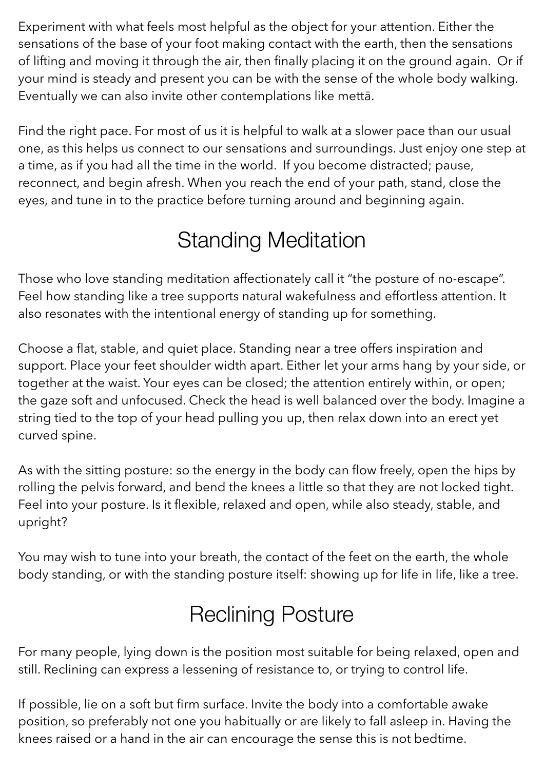Experiment with what feels most helpful as the object for your attention. Either the sensations of the base of your foot making contact with the earth, then the sensations of lifting and moving it through the air, then finally placing it on the ground again. Or if your mind is steady and present you can be with the sense of the whole body walking. Eventually we can also invite other contemplations like mettā.

Find the right pace. For most of us it is helpful to walk at a slower pace than our usual one, as this helps us connect to our sensations and surroundings. Just enjoy one step at a time, as if you had all the time in the world. If you become distracted; pause, reconnect, and begin afresh. When you reach the end of your path, stand, close the eyes, and tune in to the practice before turning around and beginning again.

## Standing Meditation

Those who love standing meditation affectionately call it "the posture of no-escape". Feel how standing like a tree supports natural wakefulness and effortless attention. It also resonates with the intentional energy of standing up for something.

Choose a flat, stable, and quiet place. Standing near a tree offers inspiration and support. Place your feet shoulder width apart. Either let your arms hang by your side, or together at the waist. Your eyes can be closed; the attention entirely within, or open; the gaze soft and unfocused. Check the head is well balanced over the body. Imagine a string tied to the top of your head pulling you up, then relax down into an erect yet curved spine.

As with the sitting posture: so the energy in the body can flow freely, open the hips by rolling the pelvis forward, and bend the knees a little so that they are not locked tight. Feel into your posture. Is it flexible, relaxed and open, while also steady, stable, and upright?

You may wish to tune into your breath, the contact of the feet on the earth, the whole body standing, or with the standing posture itself: showing up for life in life, like a tree.

## Reclining Posture

For many people, lying down is the position most suitable for being relaxed, open and still. Reclining can express a lessening of resistance to, or trying to control life.

If possible, lie on a soft but firm surface. Invite the body into a comfortable awake position, so preferably not one you habitually or are likely to fall asleep in. Having the knees raised or a hand in the air can encourage the sense this is not bedtime.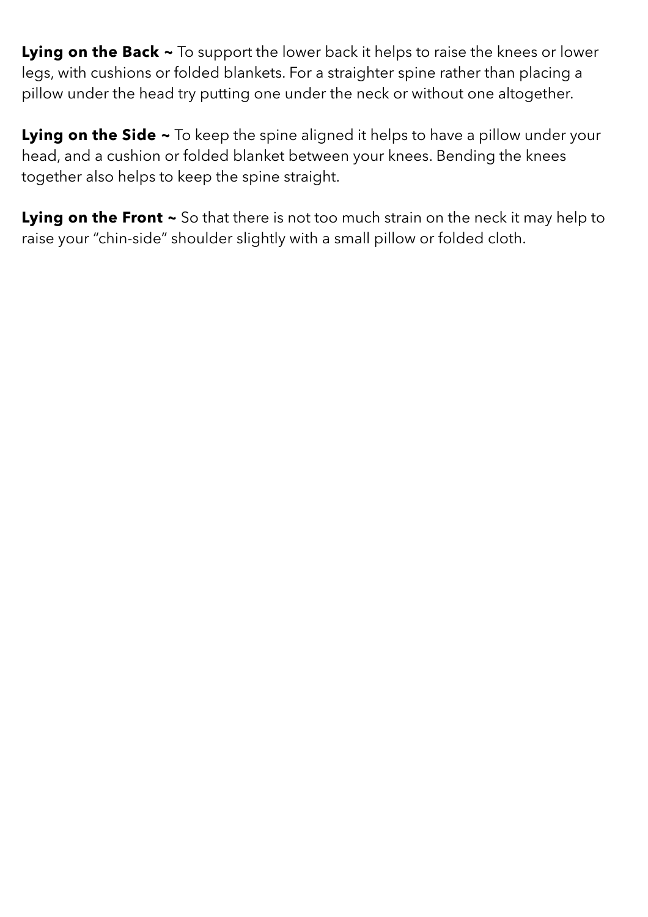**Lying on the Back ~** To support the lower back it helps to raise the knees or lower legs, with cushions or folded blankets. For a straighter spine rather than placing a pillow under the head try putting one under the neck or without one altogether.

**Lying on the Side ~** To keep the spine aligned it helps to have a pillow under your head, and a cushion or folded blanket between your knees. Bending the knees together also helps to keep the spine straight.

**Lying on the Front ~** So that there is not too much strain on the neck it may help to raise your "chin-side" shoulder slightly with a small pillow or folded cloth.